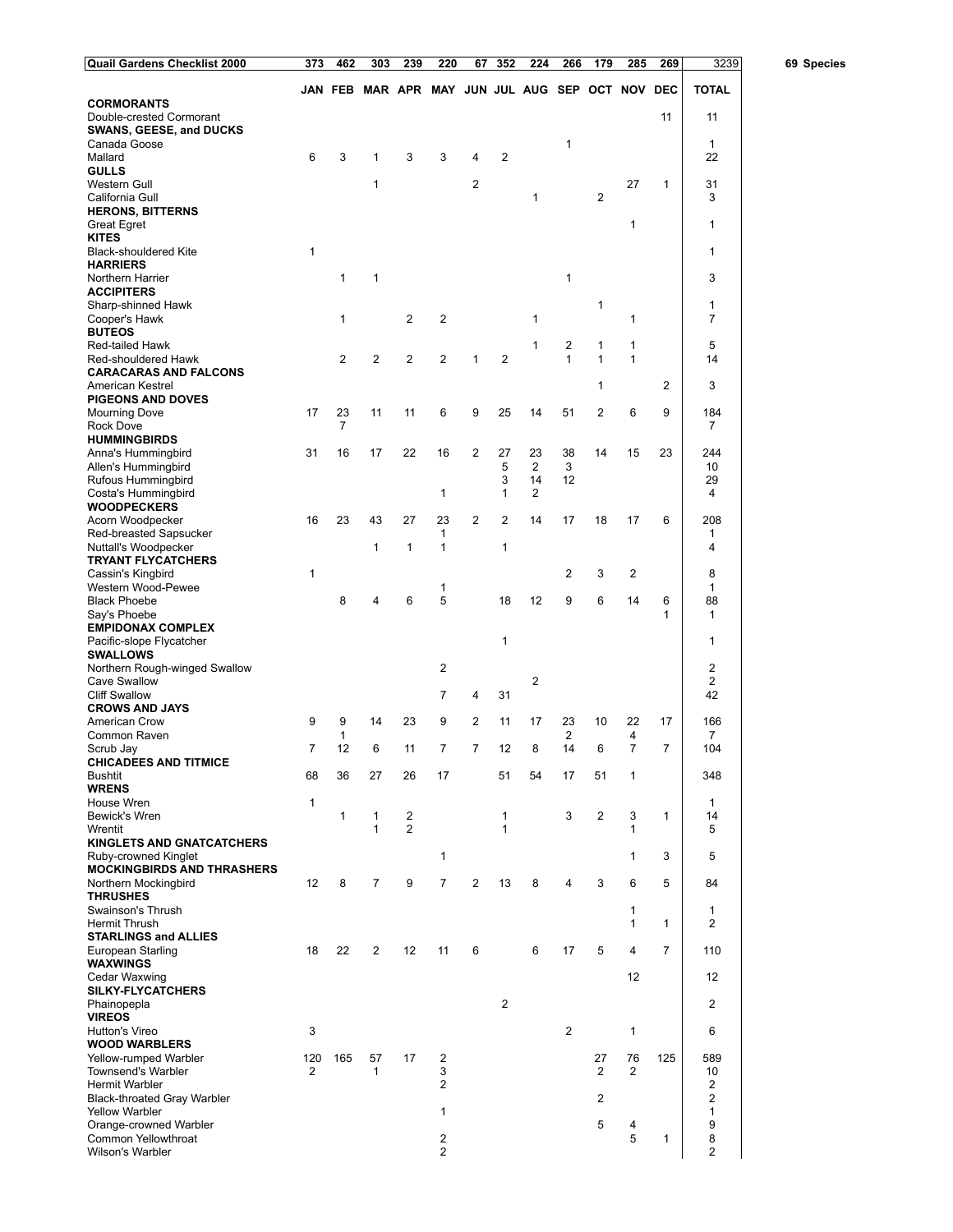| Quail Gardens Checklist 2000 | 373 | 462 | 303 | 239 | 220 | 67 | 352 | 224 | 266 | 179 | 285 | 269 | 3239 |
|---|---|---|---|---|---|---|---|---|---|---|---|---|---|
| | JAN | FEB | MAR | APR | MAY | JUN | JUL | AUG | SEP | OCT | NOV | DEC | TOTAL |
| **CORMORANTS** | | | | | | | | | | | | | |
| Double-crested Cormorant | | | | | | | | | | | | 11 | 11 |
| **SWANS, GEESE, and DUCKS** | | | | | | | | | | | | | |
| Canada Goose | | | | | | | | | 1 | | | | 1 |
| Mallard | 6 | 3 | 1 | 3 | 3 | 4 | 2 | | | | | | 22 |
| **GULLS** | | | | | | | | | | | | | |
| Western Gull | | | 1 | | | 2 | | | | | 27 | 1 | 31 |
| California Gull | | | | | | | | 1 | | 2 | | | 3 |
| **HERONS, BITTERNS** | | | | | | | | | | | | | |
| Great Egret | | | | | | | | | | | 1 | | 1 |
| **KITES** | | | | | | | | | | | | | |
| Black-shouldered Kite | 1 | | | | | | | | | | | | 1 |
| **HARRIERS** | | | | | | | | | | | | | |
| Northern Harrier | | 1 | 1 | | | | | | 1 | | | | 3 |
| **ACCIPITERS** | | | | | | | | | | | | | |
| Sharp-shinned Hawk | | | | | | | | | | 1 | | | 1 |
| Cooper's Hawk | | 1 | | 2 | 2 | | | 1 | | | 1 | | 7 |
| **BUTEOS** | | | | | | | | | | | | | |
| Red-tailed Hawk | | | | | | | | 1 | 2 | 1 | 1 | | 5 |
| Red-shouldered Hawk | | 2 | 2 | 2 | 2 | 1 | 2 | | 1 | 1 | 1 | | 14 |
| **CARACARAS AND FALCONS** | | | | | | | | | | | | | |
| American Kestrel | | | | | | | | | | 1 | | 2 | 3 |
| **PIGEONS AND DOVES** | | | | | | | | | | | | | |
| Mourning Dove | 17 | 23 | 11 | 11 | 6 | 9 | 25 | 14 | 51 | 2 | 6 | 9 | 184 |
| Rock Dove | | 7 | | | | | | | | | | | 7 |
| **HUMMINGBIRDS** | | | | | | | | | | | | | |
| Anna's Hummingbird | 31 | 16 | 17 | 22 | 16 | 2 | 27 | 23 | 38 | 14 | 15 | 23 | 244 |
| Allen's Hummingbird | | | | | | | 5 | 2 | 3 | | | | 10 |
| Rufous Hummingbird | | | | | | | 3 | 14 | 12 | | | | 29 |
| Costa's Hummingbird | | | | | 1 | | 1 | 2 | | | | | 4 |
| **WOODPECKERS** | | | | | | | | | | | | | |
| Acorn Woodpecker | 16 | 23 | 43 | 27 | 23 | 2 | 2 | 14 | 17 | 18 | 17 | 6 | 208 |
| Red-breasted Sapsucker | | | | | 1 | | | | | | | | 1 |
| Nuttall's Woodpecker | | | 1 | 1 | 1 | | 1 | | | | | | 4 |
| **TRYANT FLYCATCHERS** | | | | | | | | | | | | | |
| Cassin's Kingbird | 1 | | | | | | | | 2 | 3 | 2 | | 8 |
| Western Wood-Pewee | | | | | 1 | | | | | | | | 1 |
| Black Phoebe | | 8 | 4 | 6 | 5 | | 18 | 12 | 9 | 6 | 14 | 6 | 88 |
| Say's Phoebe | | | | | | | | | | | | 1 | 1 |
| **EMPIDONAX COMPLEX** | | | | | | | | | | | | | |
| Pacific-slope Flycatcher | | | | | | | 1 | | | | | | 1 |
| **SWALLOWS** | | | | | | | | | | | | | |
| Northern Rough-winged Swallow | | | | | 2 | | | | | | | | 2 |
| Cave Swallow | | | | | | | | 2 | | | | | 2 |
| Cliff Swallow | | | | | 7 | 4 | 31 | | | | | | 42 |
| **CROWS AND JAYS** | | | | | | | | | | | | | |
| American Crow | 9 | 9 | 14 | 23 | 9 | 2 | 11 | 17 | 23 | 10 | 22 | 17 | 166 |
| Common Raven | | 1 | | | | | | | 2 | | 4 | | 7 |
| Scrub Jay | 7 | 12 | 6 | 11 | 7 | 7 | 12 | 8 | 14 | 6 | 7 | 7 | 104 |
| **CHICADEES AND TITMICE** | | | | | | | | | | | | | |
| Bushtit | 68 | 36 | 27 | 26 | 17 | | 51 | 54 | 17 | 51 | 1 | | 348 |
| **WRENS** | | | | | | | | | | | | | |
| House Wren | 1 | | | | | | | | | | | | 1 |
| Bewick's Wren | | 1 | 1 | 2 | | | 1 | | 3 | 2 | 3 | 1 | 14 |
| Wrentit | | | 1 | 2 | | | 1 | | | | 1 | | 5 |
| **KINGLETS AND GNATCATCHERS** | | | | | | | | | | | | | |
| Ruby-crowned Kinglet | | | | | 1 | | | | | | 1 | 3 | 5 |
| **MOCKINGBIRDS AND THRASHERS** | | | | | | | | | | | | | |
| Northern Mockingbird | 12 | 8 | 7 | 9 | 7 | 2 | 13 | 8 | 4 | 3 | 6 | 5 | 84 |
| **THRUSHES** | | | | | | | | | | | | | |
| Swainson's Thrush | | | | | | | | | | | 1 | | 1 |
| Hermit Thrush | | | | | | | | | | | 1 | 1 | 2 |
| **STARLINGS and ALLIES** | | | | | | | | | | | | | |
| European Starling | 18 | 22 | 2 | 12 | 11 | 6 | | 6 | 17 | 5 | 4 | 7 | 110 |
| **WAXWINGS** | | | | | | | | | | | | | |
| Cedar Waxwing | | | | | | | | | | | 12 | | 12 |
| **SILKY-FLYCATCHERS** | | | | | | | | | | | | | |
| Phainopepla | | | | | | | 2 | | | | | | 2 |
| **VIREOS** | | | | | | | | | | | | | |
| Hutton's Vireo | 3 | | | | | | | | 2 | | 1 | | 6 |
| **WOOD WARBLERS** | | | | | | | | | | | | | |
| Yellow-rumped Warbler | 120 | 165 | 57 | 17 | 2 | | | | | 27 | 76 | 125 | 589 |
| Townsend's Warbler | 2 | | 1 | | 3 | | | | | 2 | 2 | | 10 |
| Hermit Warbler | | | | | 2 | | | | | | | | 2 |
| Black-throated Gray Warbler | | | | | | | | | | 2 | | | 2 |
| Yellow Warbler | | | | | 1 | | | | | | | | 1 |
| Orange-crowned Warbler | | | | | | | | | | 5 | 4 | | 9 |
| Common Yellowthroat | | | | | 2 | | | | | | 5 | 1 | 8 |
| Wilson's Warbler | | | | | 2 | | | | | | | | 2 |

**69 Species**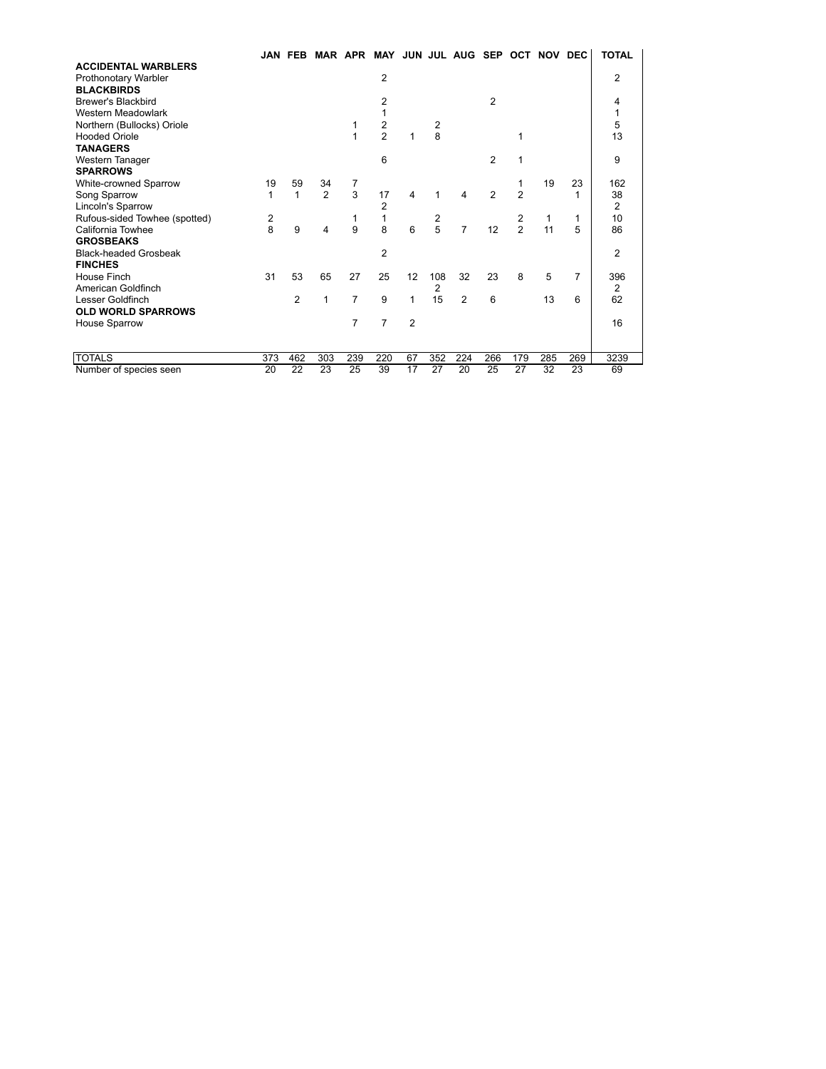| | JAN | FEB | MAR | APR | MAY | JUN | JUL | AUG | SEP | OCT | NOV | DEC | TOTAL |
|---|---|---|---|---|---|---|---|---|---|---|---|---|---|
| **ACCIDENTAL WARBLERS** | | | | | | | | | | | | | |
| Prothonotary Warbler | | | | | 2 | | | | | | | | 2 |
| **BLACKBIRDS** | | | | | | | | | | | | | |
| Brewer's Blackbird | | | | | 2 | | | | 2 | | | | 4 |
| Western Meadowlark | | | | | 1 | | | | | | | | 1 |
| Northern (Bullocks) Oriole | | | | 1 | 2 | | 2 | | | | | | 5 |
| Hooded Oriole | | | | 1 | 2 | 1 | 8 | | | 1 | | | 13 |
| **TANAGERS** | | | | | | | | | | | | | |
| Western Tanager | | | | | 6 | | | | 2 | 1 | | | 9 |
| **SPARROWS** | | | | | | | | | | | | | |
| White-crowned Sparrow | 19 | 59 | 34 | 7 | | | | | | 1 | 19 | 23 | 162 |
| Song Sparrow | 1 | 1 | 2 | 3 | 17 | 4 | 1 | 4 | 2 | 2 | | 1 | 38 |
| Lincoln's Sparrow | | | | | 2 | | | | | | | | 2 |
| Rufous-sided Towhee (spotted) | 2 | | | 1 | 1 | | 2 | | | 2 | 1 | 1 | 10 |
| California Towhee | 8 | 9 | 4 | 9 | 8 | 6 | 5 | 7 | 12 | 2 | 11 | 5 | 86 |
| **GROSBEAKS** | | | | | | | | | | | | | |
| Black-headed Grosbeak | | | | | 2 | | | | | | | | 2 |
| **FINCHES** | | | | | | | | | | | | | |
| House Finch | 31 | 53 | 65 | 27 | 25 | 12 | 108 | 32 | 23 | 8 | 5 | 7 | 396 |
| American Goldfinch | | | | | | | 2 | | | | | | 2 |
| Lesser Goldfinch | | 2 | 1 | 7 | 9 | 1 | 15 | 2 | 6 | | 13 | 6 | 62 |
| **OLD WORLD SPARROWS** | | | | | | | | | | | | | |
| House Sparrow | | | | 7 | 7 | 2 | | | | | | | 16 |
| TOTALS | 373 | 462 | 303 | 239 | 220 | 67 | 352 | 224 | 266 | 179 | 285 | 269 | 3239 |
| Number of species seen | 20 | 22 | 23 | 25 | 39 | 17 | 27 | 20 | 25 | 27 | 32 | 23 | 69 |